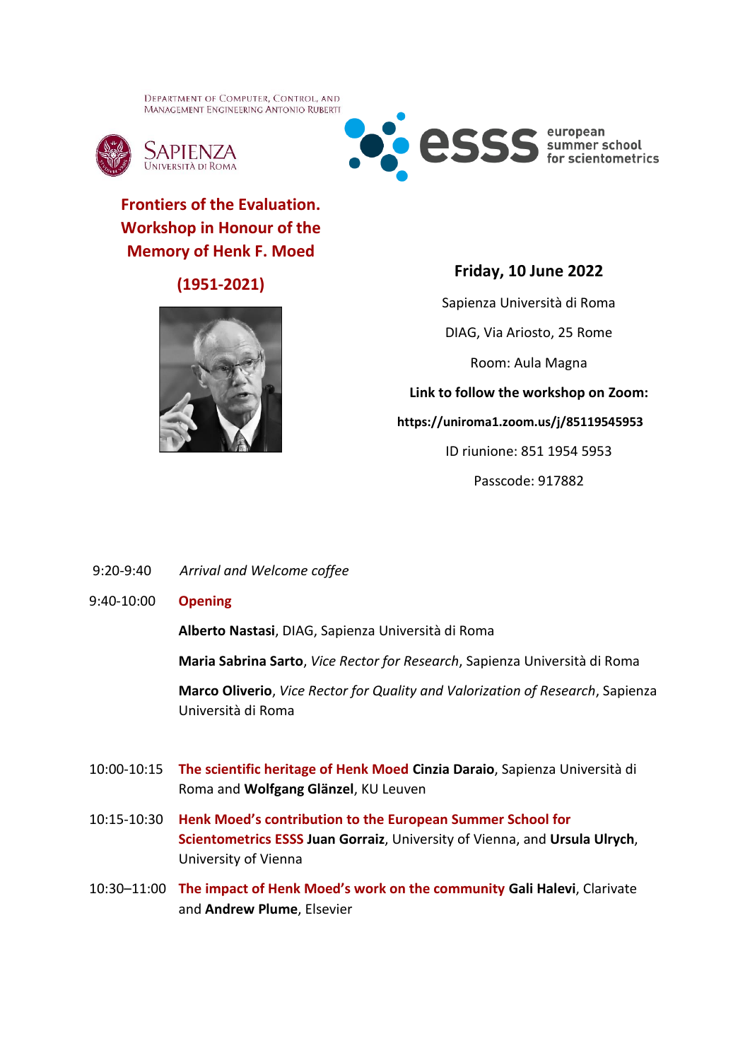Department of Computer, Control, and Management Engineering Antonio Ruberti

Sapienza Università di Roma

esss european summer school for scientometrics

# Frontiers of the Evaluation. Workshop in Honour of the Memory of Henk F. Moed

## (1951-2021)

**Friday, 10 June 2022**

Sapienza Università di Roma

DIAG, Via Ariosto, 25 Rome

Room: Aula Magna

**Link to follow the workshop on Zoom:**

**https://uniroma1.zoom.us/j/85119545953**

ID riunione: 851 1954 5953

Passcode: 917882

9:20-9:40 *Arrival and Welcome coffee*

9:40-10:00 **Opening**

**Alberto Nastasi**, DIAG, Sapienza Università di Roma

**Maria Sabrina Sarto**, *Vice Rector for Research*, Sapienza Università di Roma

**Marco Oliverio**, *Vice Rector for Quality and Valorization of Research*, Sapienza Università di Roma

10:00-10:15 **The scientific heritage of Henk Moed** **Cinzia Daraio**, Sapienza Università di Roma and **Wolfgang Glänzel**, KU Leuven

10:15-10:30 **Henk Moed's contribution to the European Summer School for Scientometrics ESSS** **Juan Gorraiz**, University of Vienna, and **Ursula Ulrych**, University of Vienna

10:30–11:00 **The impact of Henk Moed's work on the community** **Gali Halevi**, Clarivate and **Andrew Plume**, Elsevier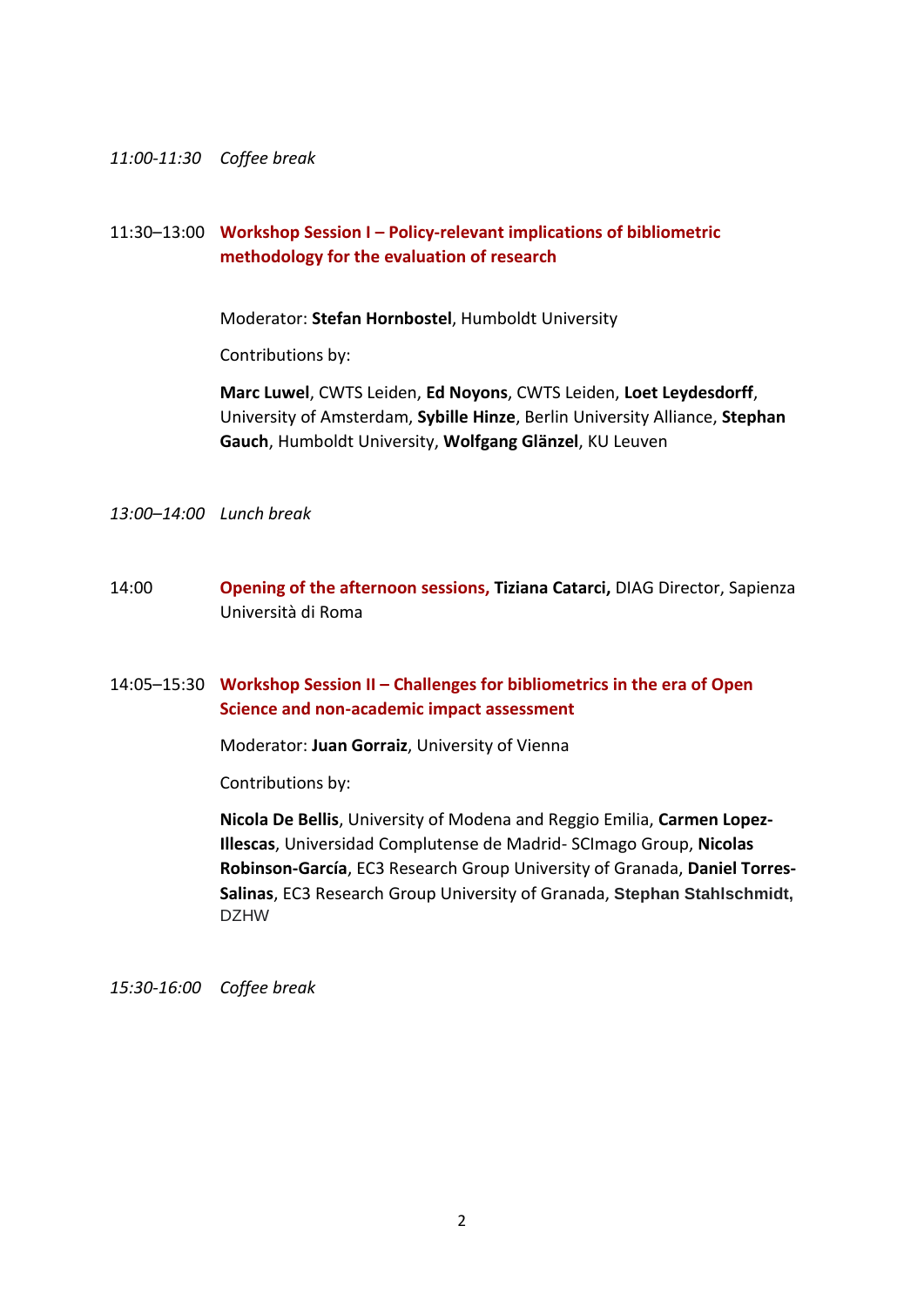*11:00-11:30 Coffee break*

11:30–13:00 **Workshop Session I – Policy-relevant implications of bibliometric methodology for the evaluation of research**

Moderator: **Stefan Hornbostel**, Humboldt University

Contributions by:

**Marc Luwel**, CWTS Leiden, **Ed Noyons**, CWTS Leiden, **Loet Leydesdorff**, University of Amsterdam, **Sybille Hinze**, Berlin University Alliance, **Stephan Gauch**, Humboldt University, **Wolfgang Glänzel**, KU Leuven

*13:00–14:00 Lunch break*

14:00 **Opening of the afternoon sessions, Tiziana Catarci,** DIAG Director, Sapienza Università di Roma

14:05–15:30 **Workshop Session II – Challenges for bibliometrics in the era of Open Science and non-academic impact assessment**

Moderator: **Juan Gorraiz**, University of Vienna

Contributions by:

**Nicola De Bellis**, University of Modena and Reggio Emilia, **Carmen Lopez-Illescas**, Universidad Complutense de Madrid- SCImago Group, **Nicolas Robinson-García**, EC3 Research Group University of Granada, **Daniel Torres-Salinas**, EC3 Research Group University of Granada, **Stephan Stahlschmidt,** DZHW

*15:30-16:00 Coffee break*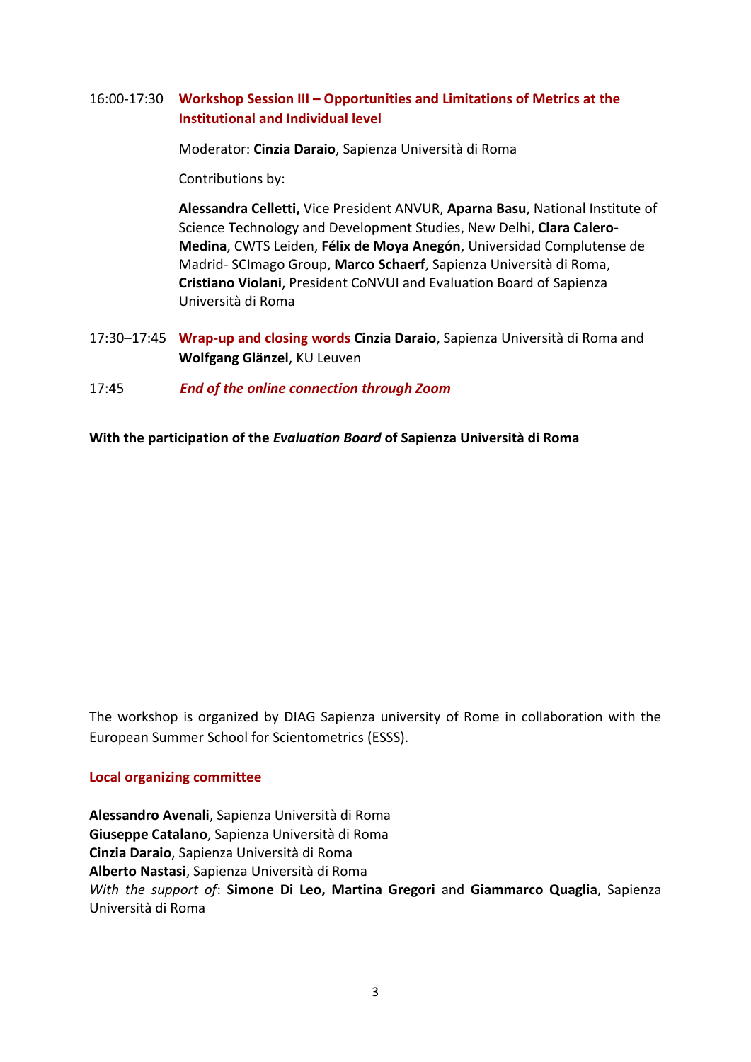16:00-17:30 **Workshop Session III – Opportunities and Limitations of Metrics at the Institutional and Individual level**

Moderator: **Cinzia Daraio**, Sapienza Università di Roma

Contributions by:

**Alessandra Celletti,** Vice President ANVUR, **Aparna Basu**, National Institute of Science Technology and Development Studies, New Delhi, **Clara Calero-Medina**, CWTS Leiden, **Félix de Moya Anegón**, Universidad Complutense de Madrid- SCImago Group, **Marco Schaerf**, Sapienza Università di Roma, **Cristiano Violani**, President CoNVUI and Evaluation Board of Sapienza Università di Roma

17:30–17:45 **Wrap-up and closing words** **Cinzia Daraio**, Sapienza Università di Roma and **Wolfgang Glänzel**, KU Leuven

17:45 ***End of the online connection through Zoom***

**With the participation of the *Evaluation Board* of Sapienza Università di Roma**

The workshop is organized by DIAG Sapienza university of Rome in collaboration with the European Summer School for Scientometrics (ESSS).

**Local organizing committee**

**Alessandro Avenali**, Sapienza Università di Roma
**Giuseppe Catalano**, Sapienza Università di Roma
**Cinzia Daraio**, Sapienza Università di Roma
**Alberto Nastasi**, Sapienza Università di Roma
*With the support of*: **Simone Di Leo, Martina Gregori** and **Giammarco Quaglia**, Sapienza Università di Roma